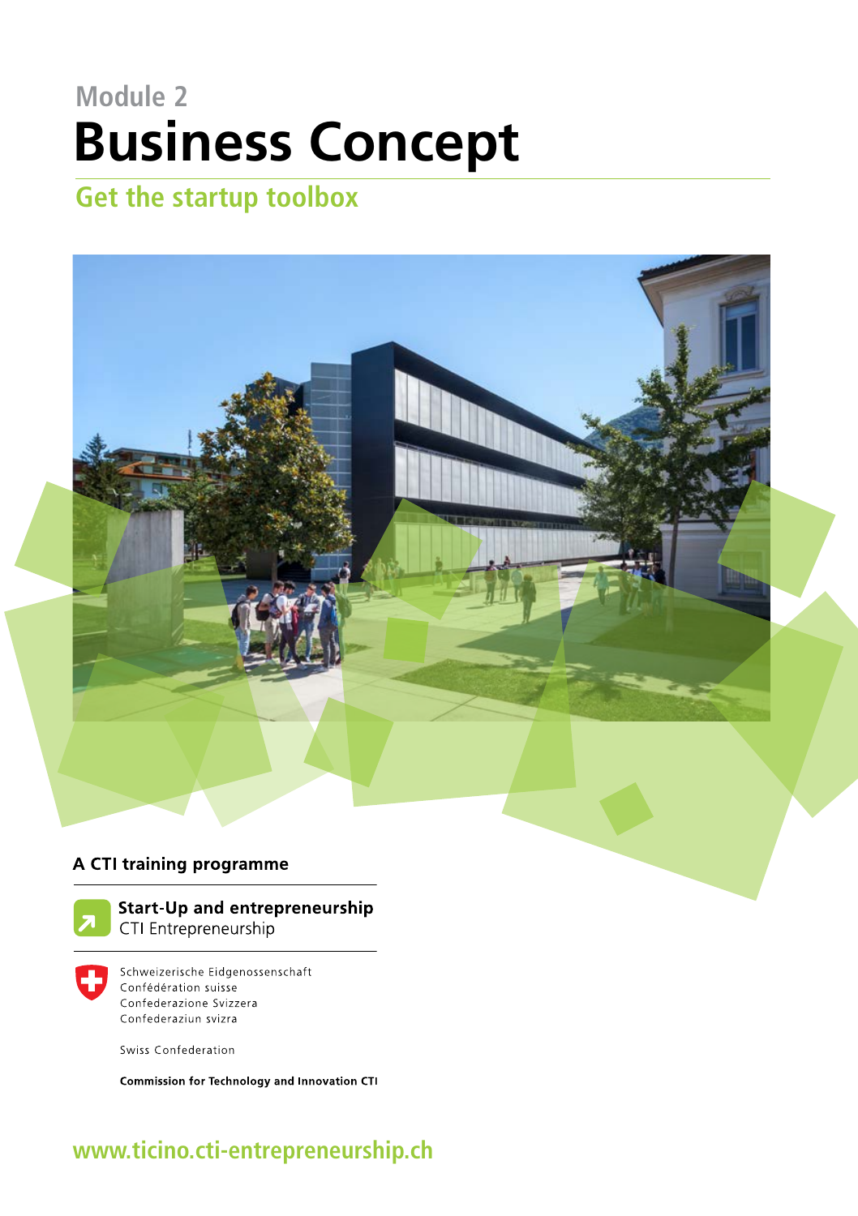Module 2

# Business Concept

## Get the startup toolbox

**A CTI training programme**

**Start-Up and entrepreneurship**
CTI Entrepreneurship

Schweizerische Eidgenossenschaft
Confédération suisse
Confederazione Svizzera
Confederaziun svizra

Swiss Confederation

**Commission for Technology and Innovation CTI**

www.ticino.cti-entrepreneurship.ch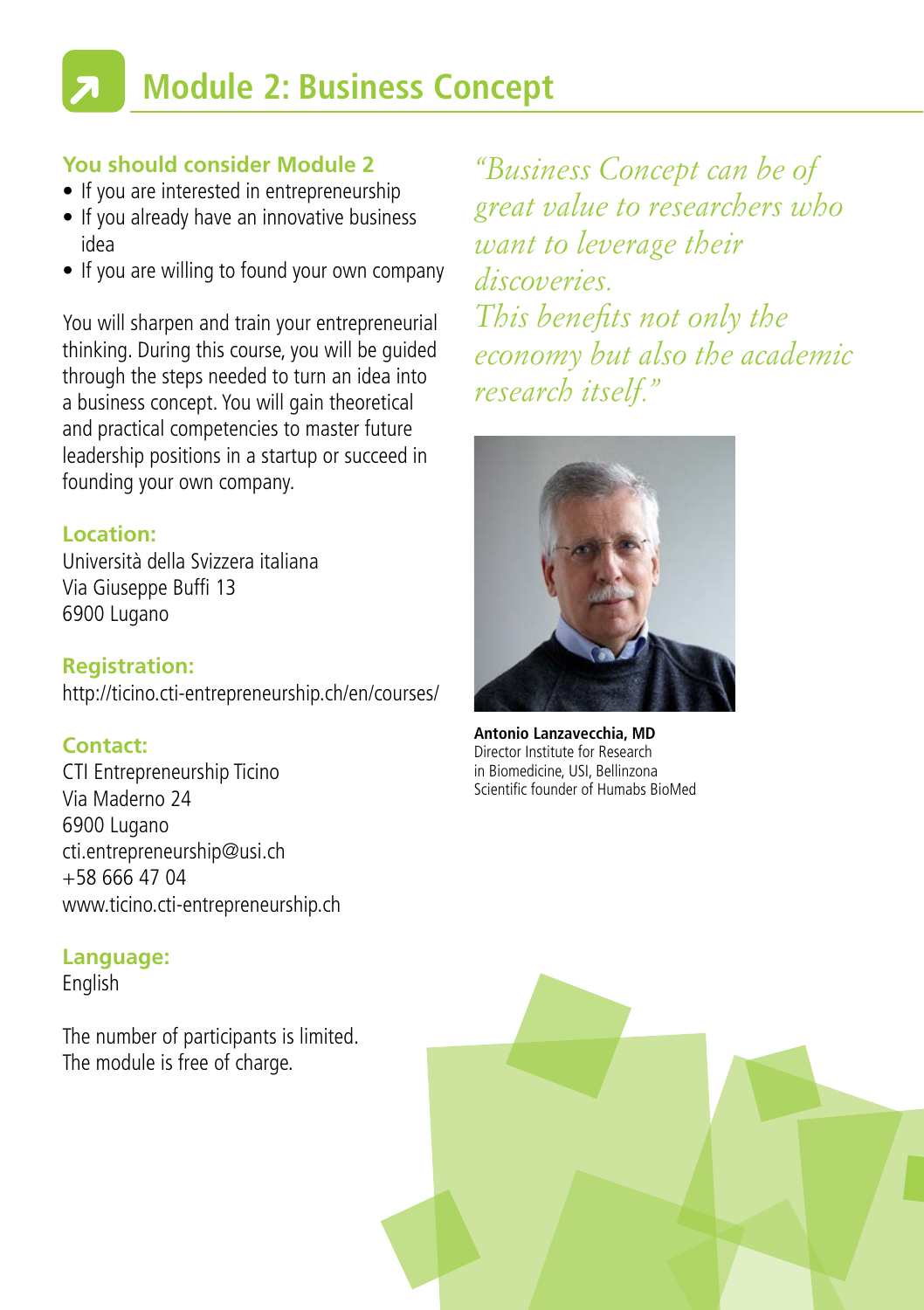# Module 2: Business Concept

### You should consider Module 2

- If you are interested in entrepreneurship
- If you already have an innovative business idea
- If you are willing to found your own company

You will sharpen and train your entrepreneurial thinking. During this course, you will be guided through the steps needed to turn an idea into a business concept. You will gain theoretical and practical competencies to master future leadership positions in a startup or succeed in founding your own company.

### Location:

Università della Svizzera italiana
Via Giuseppe Buffi 13
6900 Lugano

### Registration:

http://ticino.cti-entrepreneurship.ch/en/courses/

### Contact:

CTI Entrepreneurship Ticino
Via Maderno 24
6900 Lugano
cti.entrepreneurship@usi.ch
+58 666 47 04
www.ticino.cti-entrepreneurship.ch

### Language:

English

The number of participants is limited.
The module is free of charge.

*"Business Concept can be of great value to researchers who want to leverage their discoveries.
This benefits not only the economy but also the academic research itself."*

**Antonio Lanzavecchia, MD**
Director Institute for Research in Biomedicine, USI, Bellinzona
Scientific founder of Humabs BioMed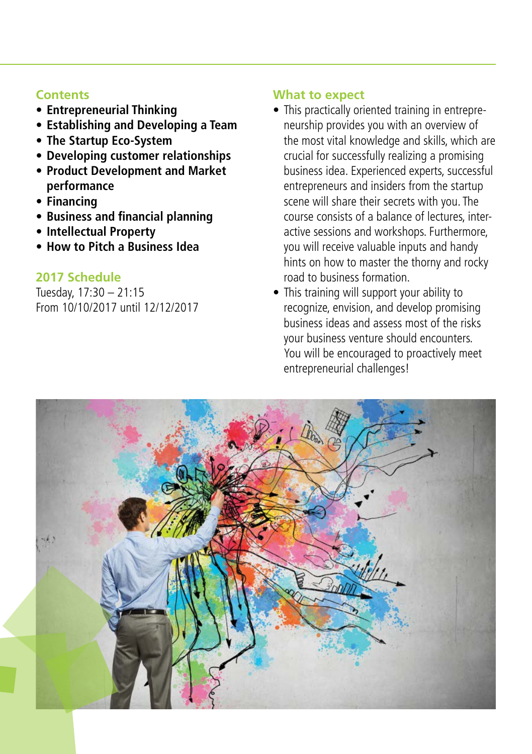## Contents

- **Entrepreneurial Thinking**
- **Establishing and Developing a Team**
- **The Startup Eco-System**
- **Developing customer relationships**
- **Product Development and Market performance**
- **Financing**
- **Business and financial planning**
- **Intellectual Property**
- **How to Pitch a Business Idea**

## 2017 Schedule

Tuesday, 17:30 – 21:15
From 10/10/2017 until 12/12/2017

## What to expect

- This practically oriented training in entrepreneurship provides you with an overview of the most vital knowledge and skills, which are crucial for successfully realizing a promising business idea. Experienced experts, successful entrepreneurs and insiders from the startup scene will share their secrets with you. The course consists of a balance of lectures, interactive sessions and workshops. Furthermore, you will receive valuable inputs and handy hints on how to master the thorny and rocky road to business formation.
- This training will support your ability to recognize, envision, and develop promising business ideas and assess most of the risks your business venture should encounters. You will be encouraged to proactively meet entrepreneurial challenges!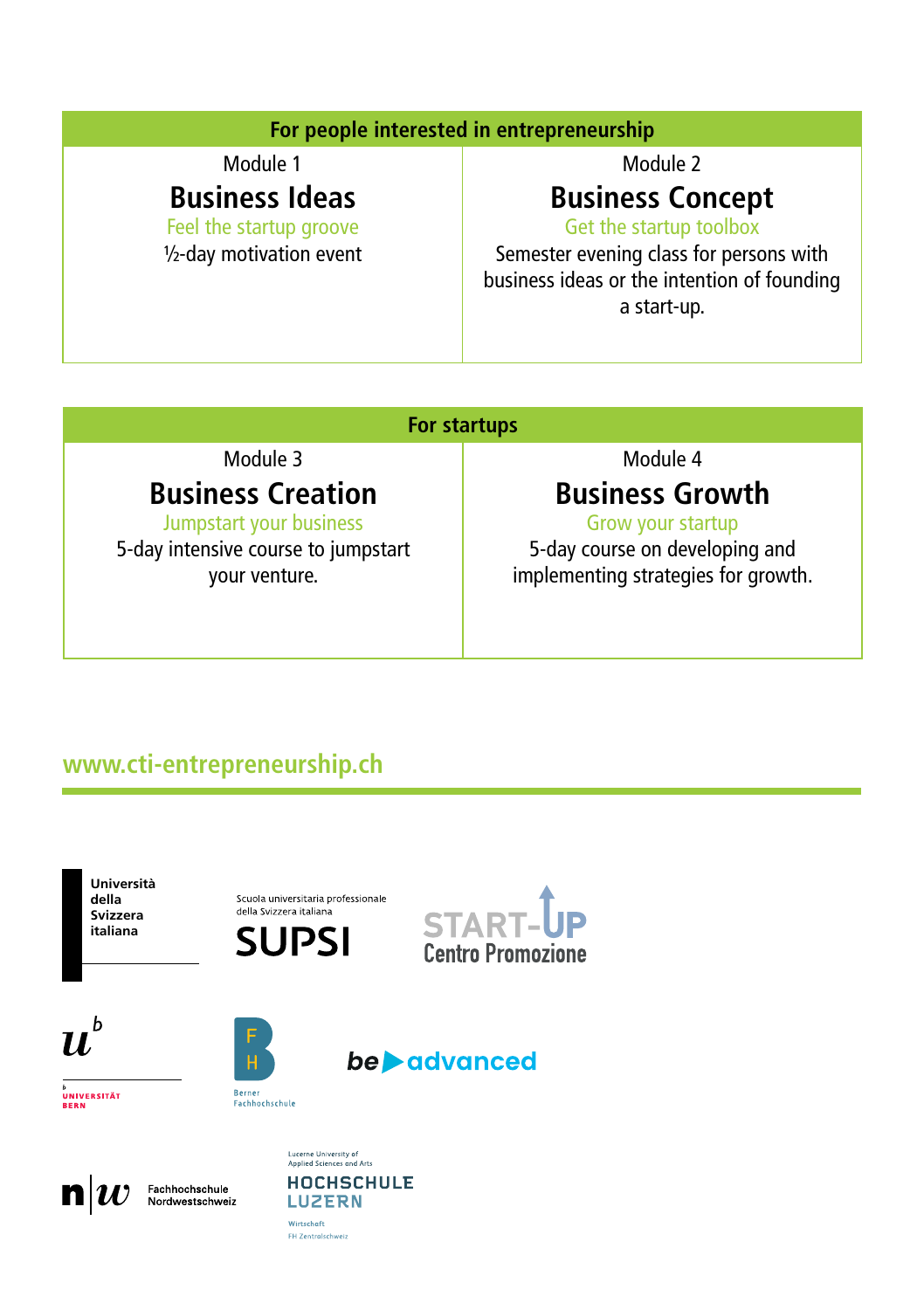| For people interested in entrepreneurship | |
|---|---|
| Module 1<br>**Business Ideas**<br>Feel the startup groove<br>½-day motivation event | Module 2<br>**Business Concept**<br>Get the startup toolbox<br>Semester evening class for persons with business ideas or the intention of founding a start-up. |

| For startups | |
|---|---|
| Module 3<br>**Business Creation**<br>Jumpstart your business<br>5-day intensive course to jumpstart your venture. | Module 4<br>**Business Growth**<br>Grow your startup<br>5-day course on developing and implementing strategies for growth. |

www.cti-entrepreneurship.ch

Università della Svizzera italiana

Scuola universitaria professionale della Svizzera italiana
SUPSI

START-UP
Centro Promozione

UNIVERSITÄT BERN

Berner Fachhochschule

be advanced

Fachhochschule Nordwestschweiz

Lucerne University of Applied Sciences and Arts
HOCHSCHULE LUZERN
Wirtschaft
FH Zentralschweiz